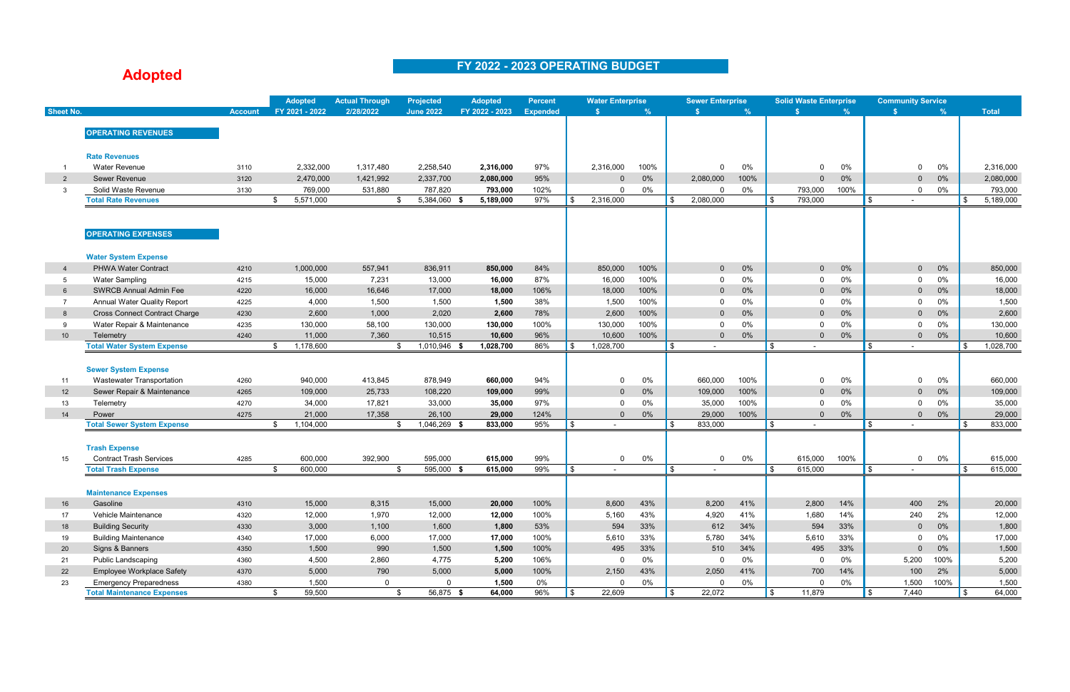**Adopted**

# FY 2022 - 2023 OPERATING BUDGET

| Sheet No. | | Account | Adopted FY 2021 - 2022 | Actual Through 2/28/2022 | Projected June 2022 | Adopted FY 2022 - 2023 | Percent Expended | Water Enterprise $ | Water Enterprise % | Sewer Enterprise $ | Sewer Enterprise % | Solid Waste Enterprise $ | Solid Waste Enterprise % | Community Service $ | Community Service % | Total |
|---|---|---|---|---|---|---|---|---|---|---|---|---|---|---|---|---|
| | **OPERATING REVENUES** | | | | | | | | | | | | | | | |
| | **Rate Revenues** | | | | | | | | | | | | | | | |
| 1 | Water Revenue | 3110 | 2,332,000 | 1,317,480 | 2,258,540 | **2,316,000** | 97% | 2,316,000 | 100% | 0 | 0% | 0 | 0% | 0 | 0% | 2,316,000 |
| 2 | Sewer Revenue | 3120 | 2,470,000 | 1,421,992 | 2,337,700 | **2,080,000** | 95% | 0 | 0% | 2,080,000 | 100% | 0 | 0% | 0 | 0% | 2,080,000 |
| 3 | Solid Waste Revenue | 3130 | 769,000 | 531,880 | 787,820 | **793,000** | 102% | 0 | 0% | 0 | 0% | 793,000 | 100% | 0 | 0% | 793,000 |
| | **Total Rate Revenues** | | $ 5,571,000 | | $ 5,384,060 | **$ 5,189,000** | 97% | $ 2,316,000 | | $ 2,080,000 | | $ 793,000 | | $ - | | $ 5,189,000 |
| | **OPERATING EXPENSES** | | | | | | | | | | | | | | | |
| | **Water System Expense** | | | | | | | | | | | | | | | |
| 4 | PHWA Water Contract | 4210 | 1,000,000 | 557,941 | 836,911 | **850,000** | 84% | 850,000 | 100% | 0 | 0% | 0 | 0% | 0 | 0% | 850,000 |
| 5 | Water Sampling | 4215 | 15,000 | 7,231 | 13,000 | **16,000** | 87% | 16,000 | 100% | 0 | 0% | 0 | 0% | 0 | 0% | 16,000 |
| 6 | SWRCB Annual Admin Fee | 4220 | 16,000 | 16,646 | 17,000 | **18,000** | 106% | 18,000 | 100% | 0 | 0% | 0 | 0% | 0 | 0% | 18,000 |
| 7 | Annual Water Quality Report | 4225 | 4,000 | 1,500 | 1,500 | **1,500** | 38% | 1,500 | 100% | 0 | 0% | 0 | 0% | 0 | 0% | 1,500 |
| 8 | Cross Connect Contract Charge | 4230 | 2,600 | 1,000 | 2,020 | **2,600** | 78% | 2,600 | 100% | 0 | 0% | 0 | 0% | 0 | 0% | 2,600 |
| 9 | Water Repair & Maintenance | 4235 | 130,000 | 58,100 | 130,000 | **130,000** | 100% | 130,000 | 100% | 0 | 0% | 0 | 0% | 0 | 0% | 130,000 |
| 10 | Telemetry | 4240 | 11,000 | 7,360 | 10,515 | **10,600** | 96% | 10,600 | 100% | 0 | 0% | 0 | 0% | 0 | 0% | 10,600 |
| | **Total Water System Expense** | | $ 1,178,600 | | $ 1,010,946 | **$ 1,028,700** | 86% | $ 1,028,700 | | $ - | | $ - | | $ - | | $ 1,028,700 |
| | **Sewer System Expense** | | | | | | | | | | | | | | | |
| 11 | Wastewater Transportation | 4260 | 940,000 | 413,845 | 878,949 | **660,000** | 94% | 0 | 0% | 660,000 | 100% | 0 | 0% | 0 | 0% | 660,000 |
| 12 | Sewer Repair & Maintenance | 4265 | 109,000 | 25,733 | 108,220 | **109,000** | 99% | 0 | 0% | 109,000 | 100% | 0 | 0% | 0 | 0% | 109,000 |
| 13 | Telemetry | 4270 | 34,000 | 17,821 | 33,000 | **35,000** | 97% | 0 | 0% | 35,000 | 100% | 0 | 0% | 0 | 0% | 35,000 |
| 14 | Power | 4275 | 21,000 | 17,358 | 26,100 | **29,000** | 124% | 0 | 0% | 29,000 | 100% | 0 | 0% | 0 | 0% | 29,000 |
| | **Total Sewer System Expense** | | $ 1,104,000 | | $ 1,046,269 | **$ 833,000** | 95% | $ - | | $ 833,000 | | $ - | | $ - | | $ 833,000 |
| | **Trash Expense** | | | | | | | | | | | | | | | |
| 15 | Contract Trash Services | 4285 | 600,000 | 392,900 | 595,000 | **615,000** | 99% | 0 | 0% | 0 | 0% | 615,000 | 100% | 0 | 0% | 615,000 |
| | **Total Trash Expense** | | $ 600,000 | | $ 595,000 | **$ 615,000** | 99% | $ - | | $ - | | $ 615,000 | | $ - | | $ 615,000 |
| | **Maintenance Expenses** | | | | | | | | | | | | | | | |
| 16 | Gasoline | 4310 | 15,000 | 8,315 | 15,000 | **20,000** | 100% | 8,600 | 43% | 8,200 | 41% | 2,800 | 14% | 400 | 2% | 20,000 |
| 17 | Vehicle Maintenance | 4320 | 12,000 | 1,970 | 12,000 | **12,000** | 100% | 5,160 | 43% | 4,920 | 41% | 1,680 | 14% | 240 | 2% | 12,000 |
| 18 | Building Security | 4330 | 3,000 | 1,100 | 1,600 | **1,800** | 53% | 594 | 33% | 612 | 34% | 594 | 33% | 0 | 0% | 1,800 |
| 19 | Building Maintenance | 4340 | 17,000 | 6,000 | 17,000 | **17,000** | 100% | 5,610 | 33% | 5,780 | 34% | 5,610 | 33% | 0 | 0% | 17,000 |
| 20 | Signs & Banners | 4350 | 1,500 | 990 | 1,500 | **1,500** | 100% | 495 | 33% | 510 | 34% | 495 | 33% | 0 | 0% | 1,500 |
| 21 | Public Landscaping | 4360 | 4,500 | 2,860 | 4,775 | **5,200** | 106% | 0 | 0% | 0 | 0% | 0 | 0% | 5,200 | 100% | 5,200 |
| 22 | Employee Workplace Safety | 4370 | 5,000 | 790 | 5,000 | **5,000** | 100% | 2,150 | 43% | 2,050 | 41% | 700 | 14% | 100 | 2% | 5,000 |
| 23 | Emergency Preparedness | 4380 | 1,500 | 0 | 0 | **1,500** | 0% | 0 | 0% | 0 | 0% | 0 | 0% | 1,500 | 100% | 1,500 |
| | **Total Maintenance Expenses** | | $ 59,500 | | $ 56,875 | **$ 64,000** | 96% | $ 22,609 | | $ 22,072 | | $ 11,879 | | $ 7,440 | | $ 64,000 |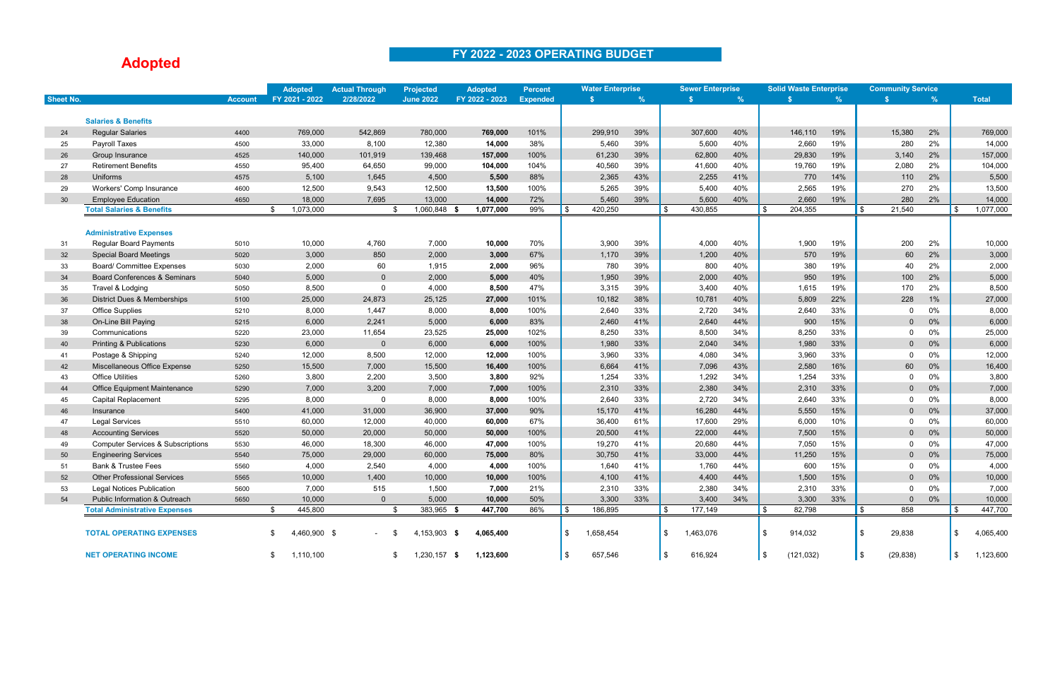**Adopted**

## FY 2022 - 2023 OPERATING BUDGET

| Sheet No. | | Account | Adopted FY 2021 - 2022 | Actual Through 2/28/2022 | Projected June 2022 | Adopted FY 2022 - 2023 | Percent Expended | Water Enterprise $ | % | Sewer Enterprise $ | % | Solid Waste Enterprise $ | % | Community Service $ | % | Total |
|---|---|---|---|---|---|---|---|---|---|---|---|---|---|---|---|---|
| | **Salaries & Benefits** | | | | | | | | | | | | | | | |
| 24 | Regular Salaries | 4400 | 769,000 | 542,869 | 780,000 | **769,000** | 101% | 299,910 | 39% | 307,600 | 40% | 146,110 | 19% | 15,380 | 2% | 769,000 |
| 25 | Payroll Taxes | 4500 | 33,000 | 8,100 | 12,380 | **14,000** | 38% | 5,460 | 39% | 5,600 | 40% | 2,660 | 19% | 280 | 2% | 14,000 |
| 26 | Group Insurance | 4525 | 140,000 | 101,919 | 139,468 | **157,000** | 100% | 61,230 | 39% | 62,800 | 40% | 29,830 | 19% | 3,140 | 2% | 157,000 |
| 27 | Retirement Benefits | 4550 | 95,400 | 64,650 | 99,000 | **104,000** | 104% | 40,560 | 39% | 41,600 | 40% | 19,760 | 19% | 2,080 | 2% | 104,000 |
| 28 | Uniforms | 4575 | 5,100 | 1,645 | 4,500 | **5,500** | 88% | 2,365 | 43% | 2,255 | 41% | 770 | 14% | 110 | 2% | 5,500 |
| 29 | Workers' Comp Insurance | 4600 | 12,500 | 9,543 | 12,500 | **13,500** | 100% | 5,265 | 39% | 5,400 | 40% | 2,565 | 19% | 270 | 2% | 13,500 |
| 30 | Employee Education | 4650 | 18,000 | 7,695 | 13,000 | **14,000** | 72% | 5,460 | 39% | 5,600 | 40% | 2,660 | 19% | 280 | 2% | 14,000 |
| | **Total Salaries & Benefits** | | $ 1,073,000 | | $ 1,060,848 | **$ 1,077,000** | 99% | $ 420,250 | | $ 430,855 | | $ 204,355 | | $ 21,540 | | $ 1,077,000 |
| | **Administrative Expenses** | | | | | | | | | | | | | | | |
| 31 | Regular Board Payments | 5010 | 10,000 | 4,760 | 7,000 | **10,000** | 70% | 3,900 | 39% | 4,000 | 40% | 1,900 | 19% | 200 | 2% | 10,000 |
| 32 | Special Board Meetings | 5020 | 3,000 | 850 | 2,000 | **3,000** | 67% | 1,170 | 39% | 1,200 | 40% | 570 | 19% | 60 | 2% | 3,000 |
| 33 | Board/ Committee Expenses | 5030 | 2,000 | 60 | 1,915 | **2,000** | 96% | 780 | 39% | 800 | 40% | 380 | 19% | 40 | 2% | 2,000 |
| 34 | Board Conferences & Seminars | 5040 | 5,000 | 0 | 2,000 | **5,000** | 40% | 1,950 | 39% | 2,000 | 40% | 950 | 19% | 100 | 2% | 5,000 |
| 35 | Travel & Lodging | 5050 | 8,500 | 0 | 4,000 | **8,500** | 47% | 3,315 | 39% | 3,400 | 40% | 1,615 | 19% | 170 | 2% | 8,500 |
| 36 | District Dues & Memberships | 5100 | 25,000 | 24,873 | 25,125 | **27,000** | 101% | 10,182 | 38% | 10,781 | 40% | 5,809 | 22% | 228 | 1% | 27,000 |
| 37 | Office Supplies | 5210 | 8,000 | 1,447 | 8,000 | **8,000** | 100% | 2,640 | 33% | 2,720 | 34% | 2,640 | 33% | 0 | 0% | 8,000 |
| 38 | On-Line Bill Paying | 5215 | 6,000 | 2,241 | 5,000 | **6,000** | 83% | 2,460 | 41% | 2,640 | 44% | 900 | 15% | 0 | 0% | 6,000 |
| 39 | Communications | 5220 | 23,000 | 11,654 | 23,525 | **25,000** | 102% | 8,250 | 33% | 8,500 | 34% | 8,250 | 33% | 0 | 0% | 25,000 |
| 40 | Printing & Publications | 5230 | 6,000 | 0 | 6,000 | **6,000** | 100% | 1,980 | 33% | 2,040 | 34% | 1,980 | 33% | 0 | 0% | 6,000 |
| 41 | Postage & Shipping | 5240 | 12,000 | 8,500 | 12,000 | **12,000** | 100% | 3,960 | 33% | 4,080 | 34% | 3,960 | 33% | 0 | 0% | 12,000 |
| 42 | Miscellaneous Office Expense | 5250 | 15,500 | 7,000 | 15,500 | **16,400** | 100% | 6,664 | 41% | 7,096 | 43% | 2,580 | 16% | 60 | 0% | 16,400 |
| 43 | Office Utilities | 5260 | 3,800 | 2,200 | 3,500 | **3,800** | 92% | 1,254 | 33% | 1,292 | 34% | 1,254 | 33% | 0 | 0% | 3,800 |
| 44 | Office Equipment Maintenance | 5290 | 7,000 | 3,200 | 7,000 | **7,000** | 100% | 2,310 | 33% | 2,380 | 34% | 2,310 | 33% | 0 | 0% | 7,000 |
| 45 | Capital Replacement | 5295 | 8,000 | 0 | 8,000 | **8,000** | 100% | 2,640 | 33% | 2,720 | 34% | 2,640 | 33% | 0 | 0% | 8,000 |
| 46 | Insurance | 5400 | 41,000 | 31,000 | 36,900 | **37,000** | 90% | 15,170 | 41% | 16,280 | 44% | 5,550 | 15% | 0 | 0% | 37,000 |
| 47 | Legal Services | 5510 | 60,000 | 12,000 | 40,000 | **60,000** | 67% | 36,400 | 61% | 17,600 | 29% | 6,000 | 10% | 0 | 0% | 60,000 |
| 48 | Accounting Services | 5520 | 50,000 | 20,000 | 50,000 | **50,000** | 100% | 20,500 | 41% | 22,000 | 44% | 7,500 | 15% | 0 | 0% | 50,000 |
| 49 | Computer Services & Subscriptions | 5530 | 46,000 | 18,300 | 46,000 | **47,000** | 100% | 19,270 | 41% | 20,680 | 44% | 7,050 | 15% | 0 | 0% | 47,000 |
| 50 | Engineering Services | 5540 | 75,000 | 29,000 | 60,000 | **75,000** | 80% | 30,750 | 41% | 33,000 | 44% | 11,250 | 15% | 0 | 0% | 75,000 |
| 51 | Bank & Trustee Fees | 5560 | 4,000 | 2,540 | 4,000 | **4,000** | 100% | 1,640 | 41% | 1,760 | 44% | 600 | 15% | 0 | 0% | 4,000 |
| 52 | Other Professional Services | 5565 | 10,000 | 1,400 | 10,000 | **10,000** | 100% | 4,100 | 41% | 4,400 | 44% | 1,500 | 15% | 0 | 0% | 10,000 |
| 53 | Legal Notices Publication | 5600 | 7,000 | 515 | 1,500 | **7,000** | 21% | 2,310 | 33% | 2,380 | 34% | 2,310 | 33% | 0 | 0% | 7,000 |
| 54 | Public Information & Outreach | 5650 | 10,000 | 0 | 5,000 | **10,000** | 50% | 3,300 | 33% | 3,400 | 34% | 3,300 | 33% | 0 | 0% | 10,000 |
| | **Total Administrative Expenses** | | $ 445,800 | | $ 383,965 | **$ 447,700** | 86% | $ 186,895 | | $ 177,149 | | $ 82,798 | | $ 858 | | $ 447,700 |
| | **TOTAL OPERATING EXPENSES** | | $ 4,460,900 | $ - | $ 4,153,903 | **$ 4,065,400** | | $ 1,658,454 | | $ 1,463,076 | | $ 914,032 | | $ 29,838 | | $ 4,065,400 |
| | **NET OPERATING INCOME** | | $ 1,110,100 | | $ 1,230,157 | **$ 1,123,600** | | $ 657,546 | | $ 616,924 | | $ (121,032) | | $ (29,838) | | $ 1,123,600 |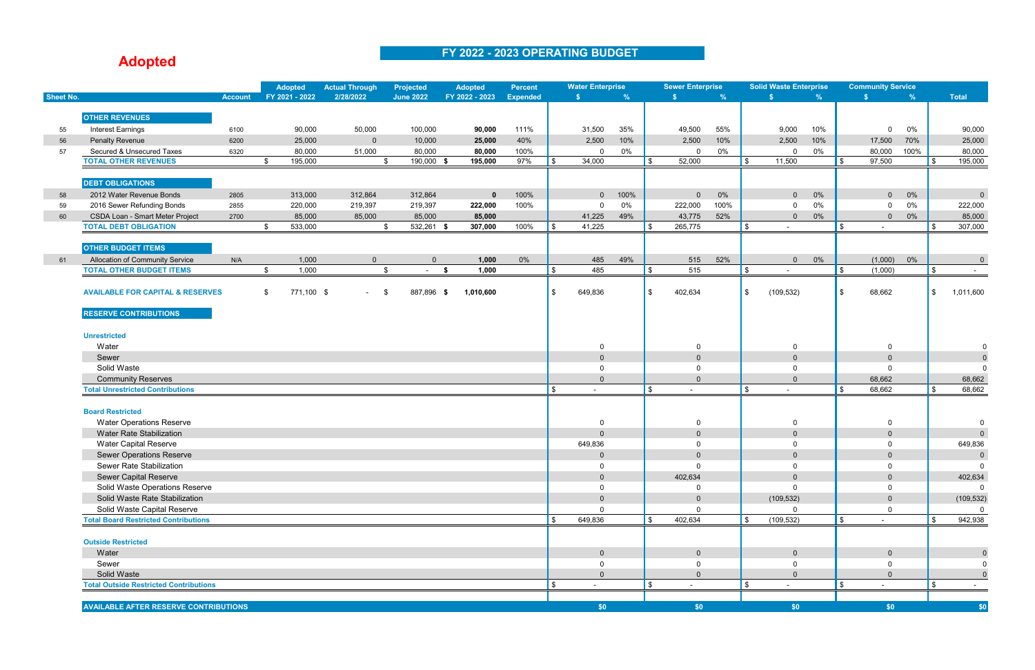**Adopted**

## FY 2022 - 2023 OPERATING BUDGET

| Sheet No. | | Account | Adopted FY 2021 - 2022 | Actual Through 2/28/2022 | Projected June 2022 | Adopted FY 2022 - 2023 | Percent Expended | Water Enterprise $ | Water Enterprise % | Sewer Enterprise $ | Sewer Enterprise % | Solid Waste Enterprise $ | Solid Waste Enterprise % | Community Service $ | Community Service % | Total |
|---|---|---|---|---|---|---|---|---|---|---|---|---|---|---|---|---|
| | **OTHER REVENUES** | | | | | | | | | | | | | | | |
| 55 | Interest Earnings | 6100 | 90,000 | 50,000 | 100,000 | **90,000** | 111% | 31,500 | 35% | 49,500 | 55% | 9,000 | 10% | 0 | 0% | 90,000 |
| 56 | Penalty Revenue | 6200 | 25,000 | 0 | 10,000 | **25,000** | 40% | 2,500 | 10% | 2,500 | 10% | 2,500 | 10% | 17,500 | 70% | 25,000 |
| 57 | Secured & Unsecured Taxes | 6320 | 80,000 | 51,000 | 80,000 | **80,000** | 100% | 0 | 0% | 0 | 0% | 0 | 0% | 80,000 | 100% | 80,000 |
| | **TOTAL OTHER REVENUES** | | $ 195,000 | | $ 190,000 | **$ 195,000** | 97% | $ 34,000 | | $ 52,000 | | $ 11,500 | | $ 97,500 | | $ 195,000 |
| | **DEBT OBLIGATIONS** | | | | | | | | | | | | | | | |
| 58 | 2012 Water Revenue Bonds | 2805 | 313,000 | 312,864 | 312,864 | **0** | 100% | 0 | 100% | 0 | 0% | 0 | 0% | 0 | 0% | 0 |
| 59 | 2016 Sewer Refunding Bonds | 2855 | 220,000 | 219,397 | 219,397 | **222,000** | 100% | 0 | 0% | 222,000 | 100% | 0 | 0% | 0 | 0% | 222,000 |
| 60 | CSDA Loan - Smart Meter Project | 2700 | 85,000 | 85,000 | 85,000 | **85,000** | | 41,225 | 49% | 43,775 | 52% | 0 | 0% | 0 | 0% | 85,000 |
| | **TOTAL DEBT OBLIGATION** | | $ 533,000 | | $ 532,261 | **$ 307,000** | 100% | $ 41,225 | | $ 265,775 | | $ - | | $ - | | $ 307,000 |
| | **OTHER BUDGET ITEMS** | | | | | | | | | | | | | | | |
| 61 | Allocation of Community Service | N/A | 1,000 | 0 | 0 | **1,000** | 0% | 485 | 49% | 515 | 52% | 0 | 0% | (1,000) | 0% | 0 |
| | **TOTAL OTHER BUDGET ITEMS** | | $ 1,000 | | $ - | **$ 1,000** | | $ 485 | | $ 515 | | $ - | | $ (1,000) | | $ - |
| | **AVAILABLE FOR CAPITAL & RESERVES** | | $ 771,100 | $ - | $ 887,896 | **$ 1,010,600** | | $ 649,836 | | $ 402,634 | | $ (109,532) | | $ 68,662 | | $ 1,011,600 |
| | **RESERVE CONTRIBUTIONS** | | | | | | | | | | | | | | | |
| | **Unrestricted** | | | | | | | | | | | | | | | |
| | Water | | | | | | | 0 | | 0 | | 0 | | 0 | | 0 |
| | Sewer | | | | | | | 0 | | 0 | | 0 | | 0 | | 0 |
| | Solid Waste | | | | | | | 0 | | 0 | | 0 | | 0 | | 0 |
| | Community Reserves | | | | | | | 0 | | 0 | | 0 | | 68,662 | | 68,662 |
| | **Total Unrestricted Contributions** | | | | | | | $ - | | $ - | | $ - | | $ 68,662 | | $ 68,662 |
| | **Board Restricted** | | | | | | | | | | | | | | | |
| | Water Operations Reserve | | | | | | | 0 | | 0 | | 0 | | 0 | | 0 |
| | Water Rate Stabilization | | | | | | | 0 | | 0 | | 0 | | 0 | | 0 |
| | Water Capital Reserve | | | | | | | 649,836 | | 0 | | 0 | | 0 | | 649,836 |
| | Sewer Operations Reserve | | | | | | | 0 | | 0 | | 0 | | 0 | | 0 |
| | Sewer Rate Stabilization | | | | | | | 0 | | 0 | | 0 | | 0 | | 0 |
| | Sewer Capital Reserve | | | | | | | 0 | | 402,634 | | 0 | | 0 | | 402,634 |
| | Solid Waste Operations Reserve | | | | | | | 0 | | 0 | | 0 | | 0 | | 0 |
| | Solid Waste Rate Stabilization | | | | | | | 0 | | 0 | | (109,532) | | 0 | | (109,532) |
| | Solid Waste Capital Reserve | | | | | | | 0 | | 0 | | 0 | | 0 | | 0 |
| | **Total Board Restricted Contributions** | | | | | | | $ 649,836 | | $ 402,634 | | $ (109,532) | | $ - | | $ 942,938 |
| | **Outside Restricted** | | | | | | | | | | | | | | | |
| | Water | | | | | | | 0 | | 0 | | 0 | | 0 | | 0 |
| | Sewer | | | | | | | 0 | | 0 | | 0 | | 0 | | 0 |
| | Solid Waste | | | | | | | 0 | | 0 | | 0 | | 0 | | 0 |
| | **Total Outside Restricted Contributions** | | | | | | | $ - | | $ - | | $ - | | $ - | | $ - |
| | **AVAILABLE AFTER RESERVE CONTRIBUTIONS** | | | | | | | **$0** | | **$0** | | **$0** | | **$0** | | **$0** |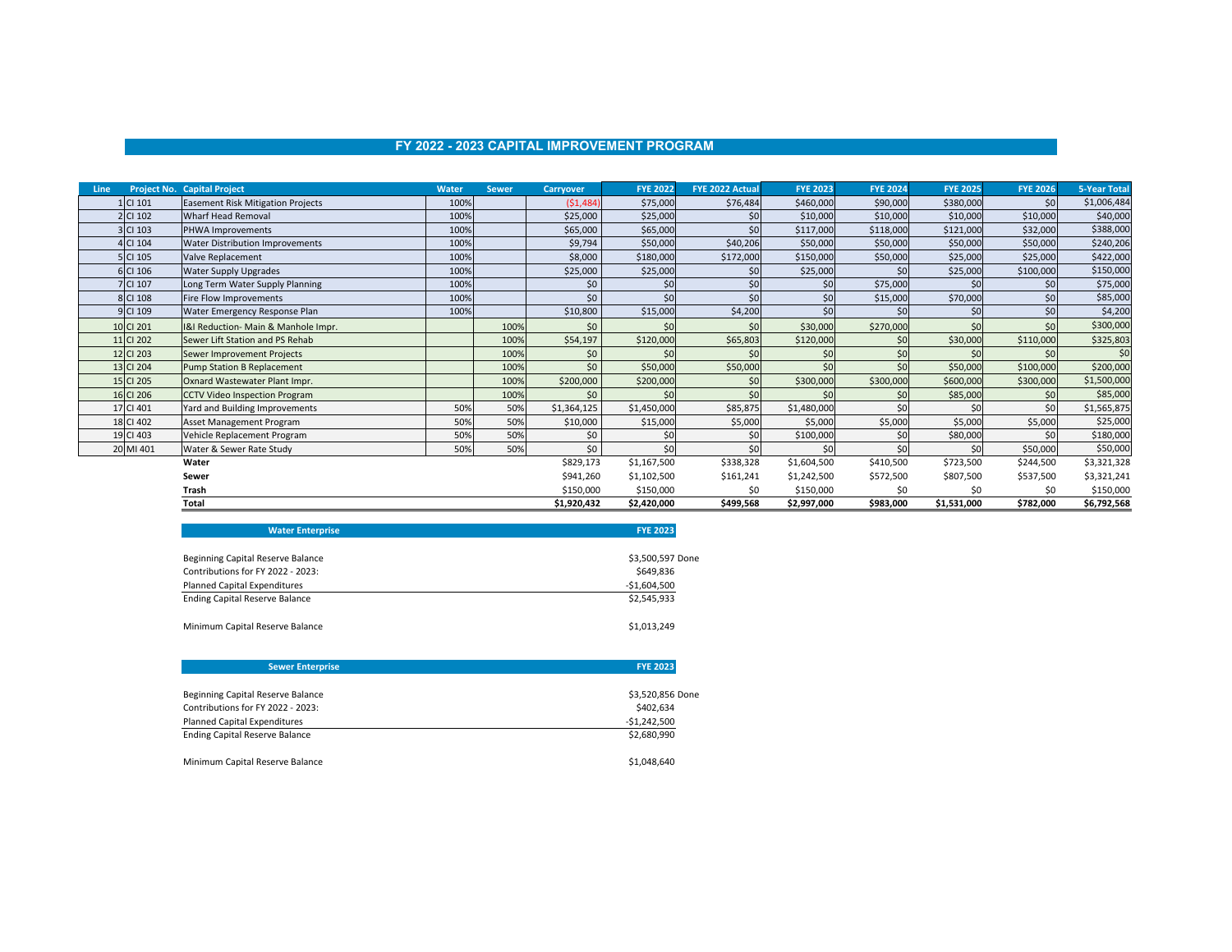## FY 2022 - 2023 CAPITAL IMPROVEMENT PROGRAM

| Line | Project No. | Capital Project | Water | Sewer | Carryover | FYE 2022 | FYE 2022 Actual | FYE 2023 | FYE 2024 | FYE 2025 | FYE 2026 | 5-Year Total |
|---|---|---|---|---|---|---|---|---|---|---|---|---|
| 1 | CI 101 | Easement Risk Mitigation Projects | 100% | | ($1,484) | $75,000 | $76,484 | $460,000 | $90,000 | $380,000 | $0 | $1,006,484 |
| 2 | CI 102 | Wharf Head Removal | 100% | | $25,000 | $25,000 | $0 | $10,000 | $10,000 | $10,000 | $10,000 | $40,000 |
| 3 | CI 103 | PHWA Improvements | 100% | | $65,000 | $65,000 | $0 | $117,000 | $118,000 | $121,000 | $32,000 | $388,000 |
| 4 | CI 104 | Water Distribution Improvements | 100% | | $9,794 | $50,000 | $40,206 | $50,000 | $50,000 | $50,000 | $50,000 | $240,206 |
| 5 | CI 105 | Valve Replacement | 100% | | $8,000 | $180,000 | $172,000 | $150,000 | $50,000 | $25,000 | $25,000 | $422,000 |
| 6 | CI 106 | Water Supply Upgrades | 100% | | $25,000 | $25,000 | $0 | $25,000 | $0 | $25,000 | $100,000 | $150,000 |
| 7 | CI 107 | Long Term Water Supply Planning | 100% | | $0 | $0 | $0 | $0 | $75,000 | $0 | $0 | $75,000 |
| 8 | CI 108 | Fire Flow Improvements | 100% | | $0 | $0 | $0 | $0 | $15,000 | $70,000 | $0 | $85,000 |
| 9 | CI 109 | Water Emergency Response Plan | 100% | | $10,800 | $15,000 | $4,200 | $0 | $0 | $0 | $0 | $4,200 |
| 10 | CI 201 | I&I Reduction- Main & Manhole Impr. | | 100% | $0 | $0 | $0 | $30,000 | $270,000 | $0 | $0 | $300,000 |
| 11 | CI 202 | Sewer Lift Station and PS Rehab | | 100% | $54,197 | $120,000 | $65,803 | $120,000 | $0 | $30,000 | $110,000 | $325,803 |
| 12 | CI 203 | Sewer Improvement Projects | | 100% | $0 | $0 | $0 | $0 | $0 | $0 | $0 | $0 |
| 13 | CI 204 | Pump Station B Replacement | | 100% | $0 | $50,000 | $50,000 | $0 | $0 | $50,000 | $100,000 | $200,000 |
| 15 | CI 205 | Oxnard Wastewater Plant Impr. | | 100% | $200,000 | $200,000 | $0 | $300,000 | $300,000 | $600,000 | $300,000 | $1,500,000 |
| 16 | CI 206 | CCTV Video Inspection Program | | 100% | $0 | $0 | $0 | $0 | $0 | $85,000 | $0 | $85,000 |
| 17 | CI 401 | Yard and Building Improvements | 50% | 50% | $1,364,125 | $1,450,000 | $85,875 | $1,480,000 | $0 | $0 | $0 | $1,565,875 |
| 18 | CI 402 | Asset Management Program | 50% | 50% | $10,000 | $15,000 | $5,000 | $5,000 | $5,000 | $5,000 | $5,000 | $25,000 |
| 19 | CI 403 | Vehicle Replacement Program | 50% | 50% | $0 | $0 | $0 | $100,000 | $0 | $80,000 | $0 | $180,000 |
| 20 | MI 401 | Water & Sewer Rate Study | 50% | 50% | $0 | $0 | $0 | $0 | $0 | $0 | $50,000 | $50,000 |
| | | **Water** | | | $829,173 | $1,167,500 | $338,328 | $1,604,500 | $410,500 | $723,500 | $244,500 | $3,321,328 |
| | | **Sewer** | | | $941,260 | $1,102,500 | $161,241 | $1,242,500 | $572,500 | $807,500 | $537,500 | $3,321,241 |
| | | **Trash** | | | $150,000 | $150,000 | $0 | $150,000 | $0 | $0 | $0 | $150,000 |
| | | **Total** | | | **$1,920,432** | **$2,420,000** | **$499,568** | **$2,997,000** | **$983,000** | **$1,531,000** | **$782,000** | **$6,792,568** |

| Water Enterprise | FYE 2023 | |
|---|---|---|
| Beginning Capital Reserve Balance | $3,500,597 | Done |
| Contributions for FY 2022 - 2023: | $649,836 | |
| Planned Capital Expenditures | -$1,604,500 | |
| Ending Capital Reserve Balance | $2,545,933 | |
| | | |
| Minimum Capital Reserve Balance | $1,013,249 | |

| Sewer Enterprise | FYE 2023 | |
|---|---|---|
| Beginning Capital Reserve Balance | $3,520,856 | Done |
| Contributions for FY 2022 - 2023: | $402,634 | |
| Planned Capital Expenditures | -$1,242,500 | |
| Ending Capital Reserve Balance | $2,680,990 | |
| | | |
| Minimum Capital Reserve Balance | $1,048,640 | |